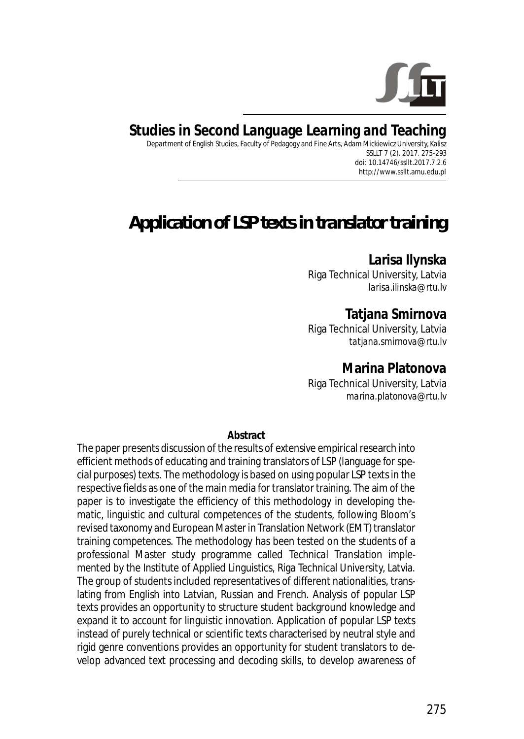# Studies in Second Language Learning and Teaching

Department of English Studies, Faculty of Pedagogy and Fine Arts, Adam Mickiewicz University, Kalisz
SSLLT 7 (2). 2017. 275-293
doi: 10.14746/ssllt.2017.7.2.6
http://www.ssllt.amu.edu.pl

# Application of LSP texts in translator training

**Larisa Ilynska**
Riga Technical University, Latvia
*larisa.ilinska@rtu.lv*

**Tatjana Smirnova**
Riga Technical University, Latvia
*tatjana.smirnova@rtu.lv*

**Marina Platonova**
Riga Technical University, Latvia
*marina.platonova@rtu.lv*

**Abstract**

The paper presents discussion of the results of extensive empirical research into efficient methods of educating and training translators of LSP (language for special purposes) texts. The methodology is based on using popular LSP texts in the respective fields as one of the main media for translator training. The aim of the paper is to investigate the efficiency of this methodology in developing thematic, linguistic and cultural competences of the students, following Bloom's revised taxonomy and European Master in Translation Network (EMT) translator training competences. The methodology has been tested on the students of a professional Master study programme called *Technical Translation* implemented by the Institute of Applied Linguistics, Riga Technical University, Latvia. The group of students included representatives of different nationalities, translating from English into Latvian, Russian and French. Analysis of popular LSP texts provides an opportunity to structure student background knowledge and expand it to account for linguistic innovation. Application of popular LSP texts instead of purely technical or scientific texts characterised by neutral style and rigid genre conventions provides an opportunity for student translators to develop advanced text processing and decoding skills, to develop awareness of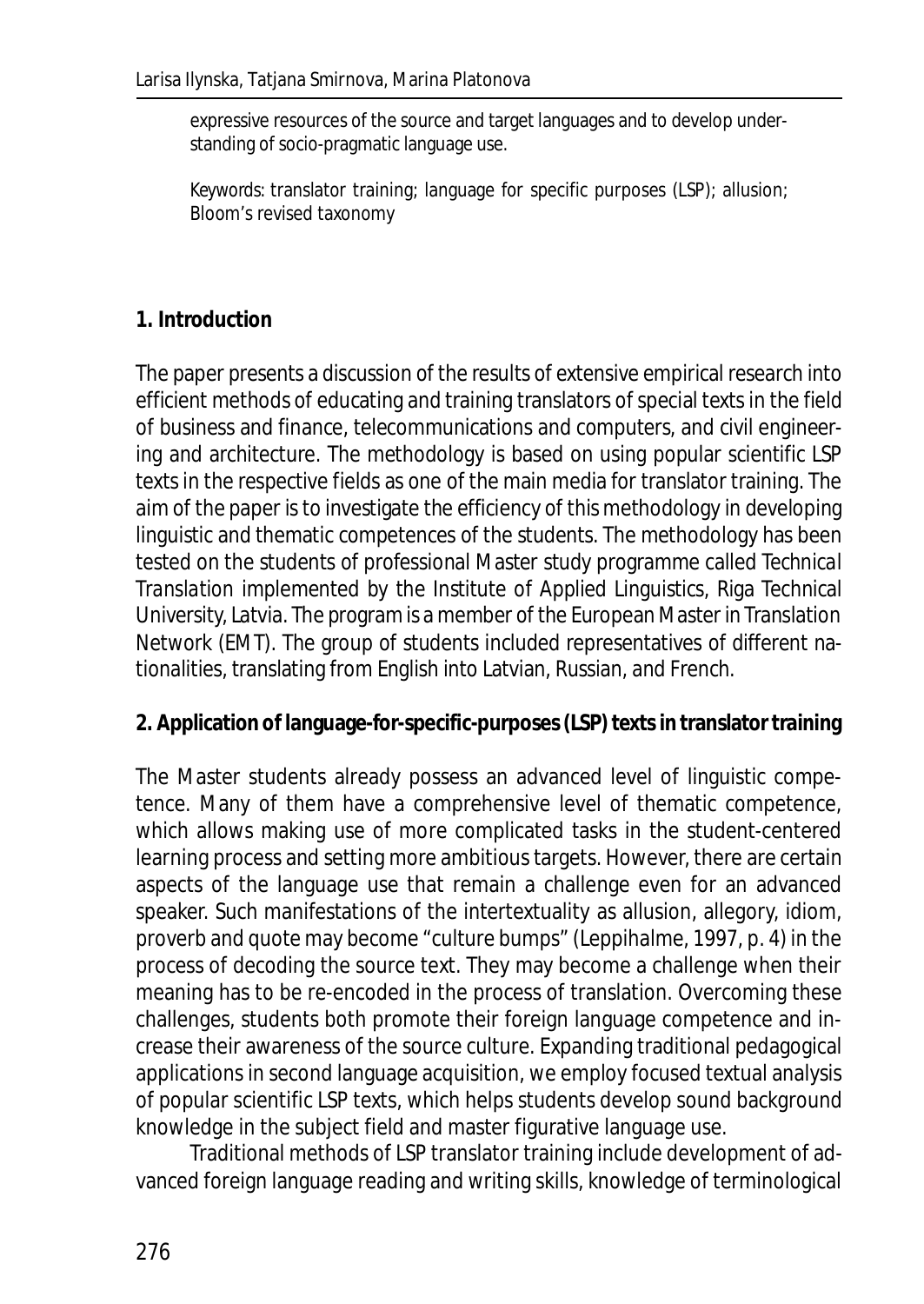expressive resources of the source and target languages and to develop understanding of socio-pragmatic language use.

Keywords: translator training; language for specific purposes (LSP); allusion; Bloom's revised taxonomy

## 1. Introduction

The paper presents a discussion of the results of extensive empirical research into efficient methods of educating and training translators of special texts in the field of business and finance, telecommunications and computers, and civil engineering and architecture. The methodology is based on using popular scientific LSP texts in the respective fields as one of the main media for translator training. The aim of the paper is to investigate the efficiency of this methodology in developing linguistic and thematic competences of the students. The methodology has been tested on the students of professional Master study programme called *Technical Translation* implemented by the Institute of Applied Linguistics, Riga Technical University, Latvia. The program is a member of the European Master in Translation Network (EMT). The group of students included representatives of different nationalities, translating from English into Latvian, Russian, and French.

## 2. Application of language-for-specific-purposes (LSP) texts in translator training

The Master students already possess an advanced level of linguistic competence. Many of them have a comprehensive level of thematic competence, which allows making use of more complicated tasks in the student-centered learning process and setting more ambitious targets. However, there are certain aspects of the language use that remain a challenge even for an advanced speaker. Such manifestations of the intertextuality as allusion, allegory, idiom, proverb and quote may become "culture bumps" (Leppihalme, 1997, p. 4) in the process of decoding the source text. They may become a challenge when their meaning has to be re-encoded in the process of translation. Overcoming these challenges, students both promote their foreign language competence and increase their awareness of the source culture. Expanding traditional pedagogical applications in second language acquisition, we employ focused textual analysis of popular scientific LSP texts, which helps students develop sound background knowledge in the subject field and master figurative language use.

Traditional methods of LSP translator training include development of advanced foreign language reading and writing skills, knowledge of terminological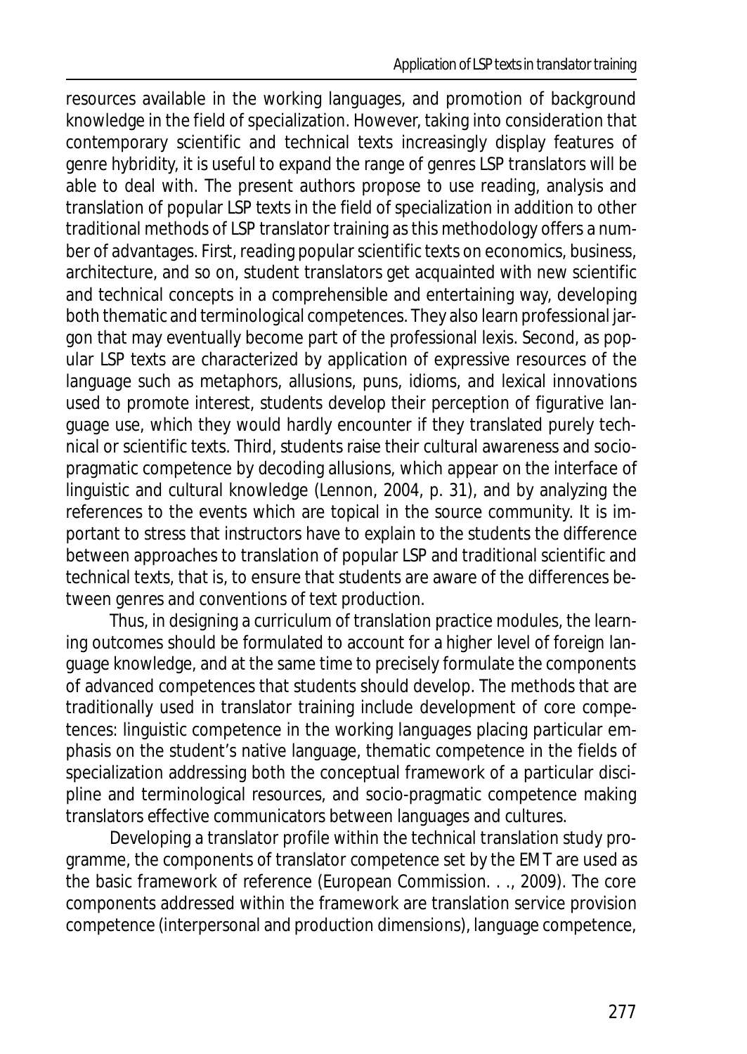resources available in the working languages, and promotion of background knowledge in the field of specialization. However, taking into consideration that contemporary scientific and technical texts increasingly display features of genre hybridity, it is useful to expand the range of genres LSP translators will be able to deal with. The present authors propose to use reading, analysis and translation of popular LSP texts in the field of specialization in addition to other traditional methods of LSP translator training as this methodology offers a number of advantages. First, reading popular scientific texts on economics, business, architecture, and so on, student translators get acquainted with new scientific and technical concepts in a comprehensible and entertaining way, developing both thematic and terminological competences. They also learn professional jargon that may eventually become part of the professional lexis. Second, as popular LSP texts are characterized by application of expressive resources of the language such as metaphors, allusions, puns, idioms, and lexical innovations used to promote interest, students develop their perception of figurative language use, which they would hardly encounter if they translated purely technical or scientific texts. Third, students raise their cultural awareness and socio-pragmatic competence by decoding allusions, which appear on the interface of linguistic and cultural knowledge (Lennon, 2004, p. 31), and by analyzing the references to the events which are topical in the source community. It is important to stress that instructors have to explain to the students the difference between approaches to translation of popular LSP and traditional scientific and technical texts, that is, to ensure that students are aware of the differences between genres and conventions of text production.

Thus, in designing a curriculum of translation practice modules, the learning outcomes should be formulated to account for a higher level of foreign language knowledge, and at the same time to precisely formulate the components of advanced competences that students should develop. The methods that are traditionally used in translator training include development of core competences: linguistic competence in the working languages placing particular emphasis on the student's native language, thematic competence in the fields of specialization addressing both the conceptual framework of a particular discipline and terminological resources, and socio-pragmatic competence making translators effective communicators between languages and cultures.

Developing a translator profile within the technical translation study programme, the components of translator competence set by the EMT are used as the basic framework of reference (European Commission. . ., 2009). The core components addressed within the framework are translation service provision competence (interpersonal and production dimensions), language competence,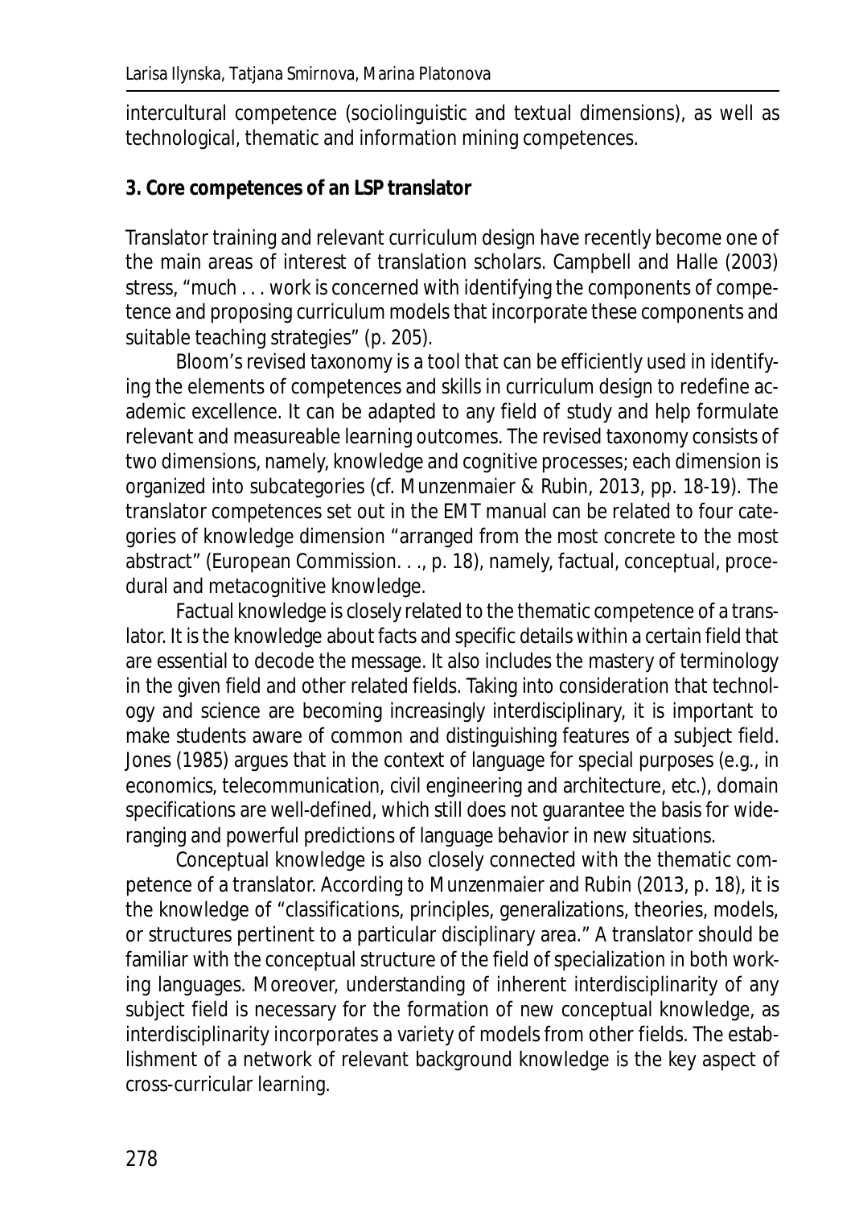intercultural competence (sociolinguistic and textual dimensions), as well as technological, thematic and information mining competences.

## 3. Core competences of an LSP translator

Translator training and relevant curriculum design have recently become one of the main areas of interest of translation scholars. Campbell and Halle (2003) stress, "much . . . work is concerned with identifying the components of competence and proposing curriculum models that incorporate these components and suitable teaching strategies" (p. 205).

Bloom's revised taxonomy is a tool that can be efficiently used in identifying the elements of competences and skills in curriculum design to redefine academic excellence. It can be adapted to any field of study and help formulate relevant and measureable learning outcomes. The revised taxonomy consists of two dimensions, namely, knowledge and cognitive processes; each dimension is organized into subcategories (cf. Munzenmaier & Rubin, 2013, pp. 18-19). The translator competences set out in the EMT manual can be related to four categories of knowledge dimension "arranged from the most concrete to the most abstract" (European Commission. . ., p. 18), namely, factual, conceptual, procedural and metacognitive knowledge.

Factual knowledge is closely related to the thematic competence of a translator. It is the knowledge about facts and specific details within a certain field that are essential to decode the message. It also includes the mastery of terminology in the given field and other related fields. Taking into consideration that technology and science are becoming increasingly interdisciplinary, it is important to make students aware of common and distinguishing features of a subject field. Jones (1985) argues that in the context of language for special purposes (e.g., in economics, telecommunication, civil engineering and architecture, etc.), domain specifications are well-defined, which still does not guarantee the basis for wide-ranging and powerful predictions of language behavior in new situations.

Conceptual knowledge is also closely connected with the thematic competence of a translator. According to Munzenmaier and Rubin (2013, p. 18), it is the knowledge of "classifications, principles, generalizations, theories, models, or structures pertinent to a particular disciplinary area." A translator should be familiar with the conceptual structure of the field of specialization in both working languages. Moreover, understanding of inherent interdisciplinarity of any subject field is necessary for the formation of new conceptual knowledge, as interdisciplinarity incorporates a variety of models from other fields. The establishment of a network of relevant background knowledge is the key aspect of cross-curricular learning.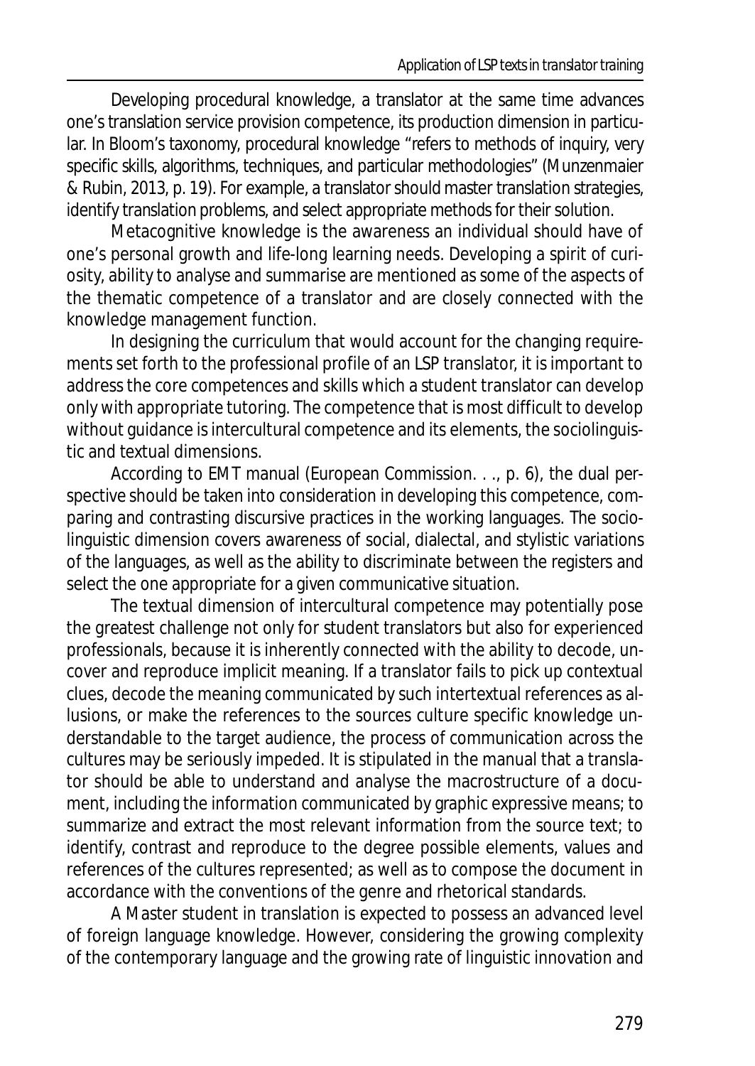Developing procedural knowledge, a translator at the same time advances one's translation service provision competence, its production dimension in particular. In Bloom's taxonomy, procedural knowledge "refers to methods of inquiry, very specific skills, algorithms, techniques, and particular methodologies" (Munzenmaier & Rubin, 2013, p. 19). For example, a translator should master translation strategies, identify translation problems, and select appropriate methods for their solution.

Metacognitive knowledge is the awareness an individual should have of one's personal growth and life-long learning needs. Developing a spirit of curiosity, ability to analyse and summarise are mentioned as some of the aspects of the thematic competence of a translator and are closely connected with the knowledge management function.

In designing the curriculum that would account for the changing requirements set forth to the professional profile of an LSP translator, it is important to address the core competences and skills which a student translator can develop only with appropriate tutoring. The competence that is most difficult to develop without guidance is intercultural competence and its elements, the sociolinguistic and textual dimensions.

According to EMT manual (European Commission. . ., p. 6), the dual perspective should be taken into consideration in developing this competence, comparing and contrasting discursive practices in the working languages. The sociolinguistic dimension covers awareness of social, dialectal, and stylistic variations of the languages, as well as the ability to discriminate between the registers and select the one appropriate for a given communicative situation.

The textual dimension of intercultural competence may potentially pose the greatest challenge not only for student translators but also for experienced professionals, because it is inherently connected with the ability to decode, uncover and reproduce implicit meaning. If a translator fails to pick up contextual clues, decode the meaning communicated by such intertextual references as allusions, or make the references to the sources culture specific knowledge understandable to the target audience, the process of communication across the cultures may be seriously impeded. It is stipulated in the manual that a translator should be able to understand and analyse the macrostructure of a document, including the information communicated by graphic expressive means; to summarize and extract the most relevant information from the source text; to identify, contrast and reproduce to the degree possible elements, values and references of the cultures represented; as well as to compose the document in accordance with the conventions of the genre and rhetorical standards.

A Master student in translation is expected to possess an advanced level of foreign language knowledge. However, considering the growing complexity of the contemporary language and the growing rate of linguistic innovation and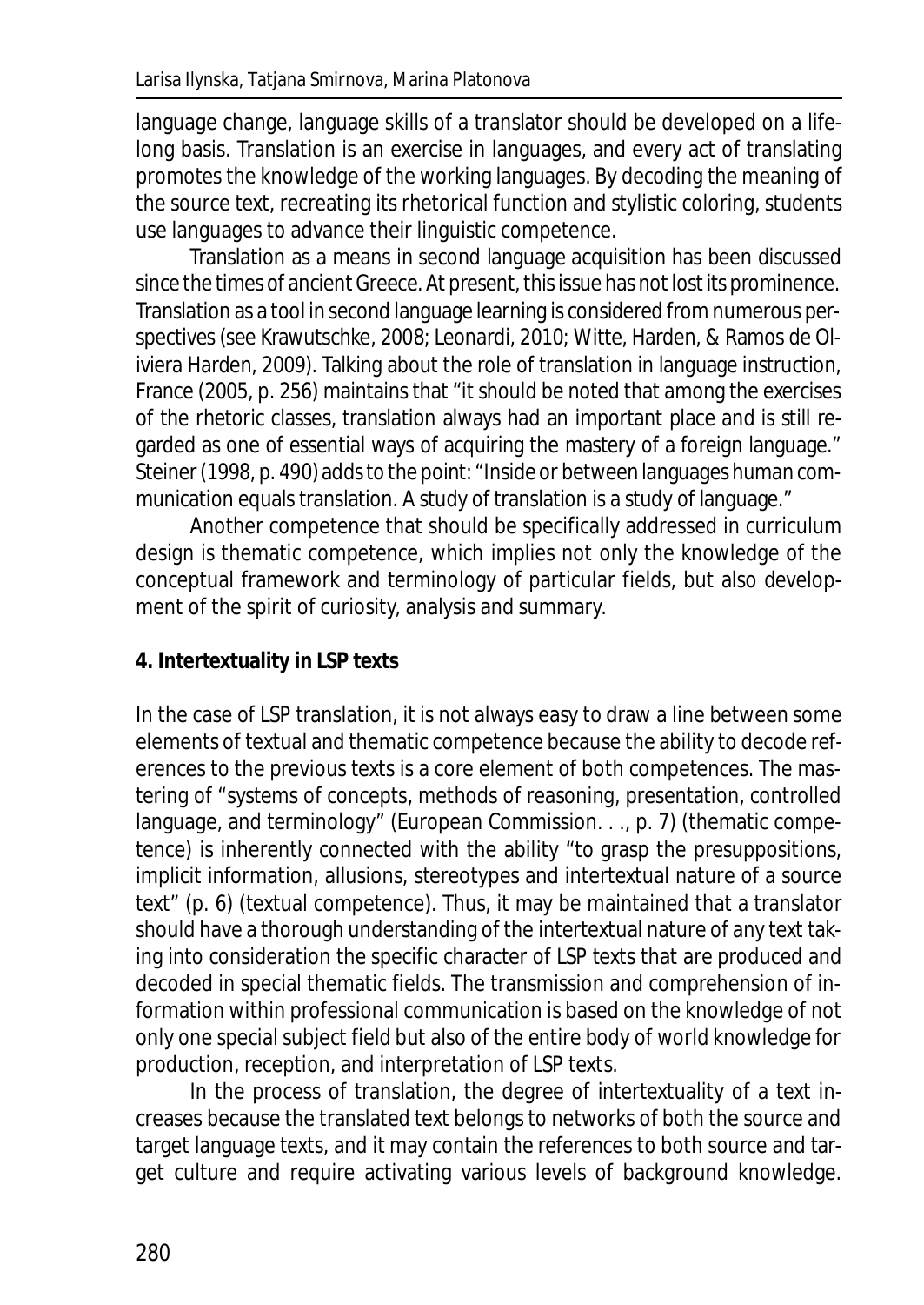language change, language skills of a translator should be developed on a lifelong basis. Translation is an exercise in languages, and every act of translating promotes the knowledge of the working languages. By decoding the meaning of the source text, recreating its rhetorical function and stylistic coloring, students use languages to advance their linguistic competence.

Translation as a means in second language acquisition has been discussed since the times of ancient Greece. At present, this issue has not lost its prominence. Translation as a tool in second language learning is considered from numerous perspectives (see Krawutschke, 2008; Leonardi, 2010; Witte, Harden, & Ramos de Oliviera Harden, 2009). Talking about the role of translation in language instruction, France (2005, p. 256) maintains that "it should be noted that among the exercises of the rhetoric classes, translation always had an important place and is still regarded as one of essential ways of acquiring the mastery of a foreign language." Steiner (1998, p. 490) adds to the point: "Inside or between languages human communication equals translation. A study of translation is a study of language."

Another competence that should be specifically addressed in curriculum design is thematic competence, which implies not only the knowledge of the conceptual framework and terminology of particular fields, but also development of the spirit of curiosity, analysis and summary.

## 4. Intertextuality in LSP texts

In the case of LSP translation, it is not always easy to draw a line between some elements of textual and thematic competence because the ability to decode references to the previous texts is a core element of both competences. The mastering of "systems of concepts, methods of reasoning, presentation, controlled language, and terminology" (European Commission. . ., p. 7) (thematic competence) is inherently connected with the ability "to grasp the presuppositions, implicit information, allusions, stereotypes and intertextual nature of a source text" (p. 6) (textual competence). Thus, it may be maintained that a translator should have a thorough understanding of the intertextual nature of any text taking into consideration the specific character of LSP texts that are produced and decoded in special thematic fields. The transmission and comprehension of information within professional communication is based on the knowledge of not only one special subject field but also of the entire body of world knowledge for production, reception, and interpretation of LSP texts.

In the process of translation, the degree of intertextuality of a text increases because the translated text belongs to networks of both the source and target language texts, and it may contain the references to both source and target culture and require activating various levels of background knowledge.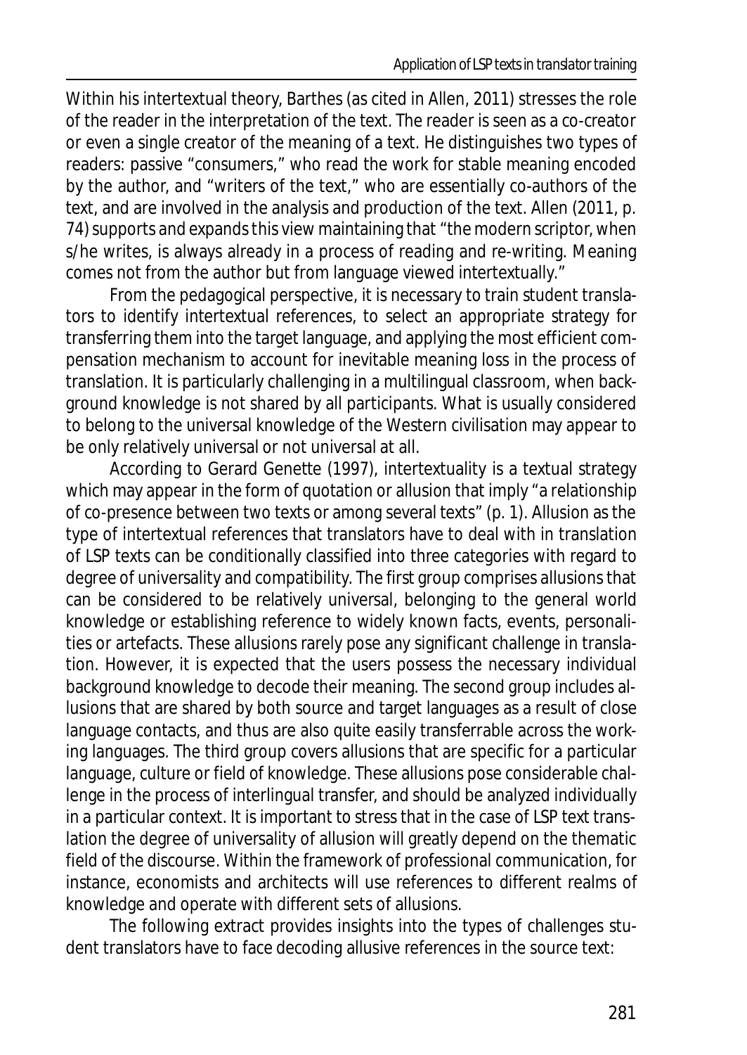Within his intertextual theory, Barthes (as cited in Allen, 2011) stresses the role of the reader in the interpretation of the text. The reader is seen as a co-creator or even a single creator of the meaning of a text. He distinguishes two types of readers: passive "consumers," who read the work for stable meaning encoded by the author, and "writers of the text," who are essentially co-authors of the text, and are involved in the analysis and production of the text. Allen (2011, p. 74) supports and expands this view maintaining that "the modern scriptor, when s/he writes, is always already in a process of reading and re-writing. Meaning comes not from the author but from language viewed intertextually."

From the pedagogical perspective, it is necessary to train student translators to identify intertextual references, to select an appropriate strategy for transferring them into the target language, and applying the most efficient compensation mechanism to account for inevitable meaning loss in the process of translation. It is particularly challenging in a multilingual classroom, when background knowledge is not shared by all participants. What is usually considered to belong to the universal knowledge of the Western civilisation may appear to be only relatively universal or not universal at all.

According to Gerard Genette (1997), intertextuality is a textual strategy which may appear in the form of quotation or allusion that imply "a relationship of co-presence between two texts or among several texts" (p. 1). Allusion as the type of intertextual references that translators have to deal with in translation of LSP texts can be conditionally classified into three categories with regard to degree of universality and compatibility. The first group comprises allusions that can be considered to be relatively universal, belonging to the general world knowledge or establishing reference to widely known facts, events, personalities or artefacts. These allusions rarely pose any significant challenge in translation. However, it is expected that the users possess the necessary individual background knowledge to decode their meaning. The second group includes allusions that are shared by both source and target languages as a result of close language contacts, and thus are also quite easily transferrable across the working languages. The third group covers allusions that are specific for a particular language, culture or field of knowledge. These allusions pose considerable challenge in the process of interlingual transfer, and should be analyzed individually in a particular context. It is important to stress that in the case of LSP text translation the degree of universality of allusion will greatly depend on the thematic field of the discourse. Within the framework of professional communication, for instance, economists and architects will use references to different realms of knowledge and operate with different sets of allusions.

The following extract provides insights into the types of challenges student translators have to face decoding allusive references in the source text: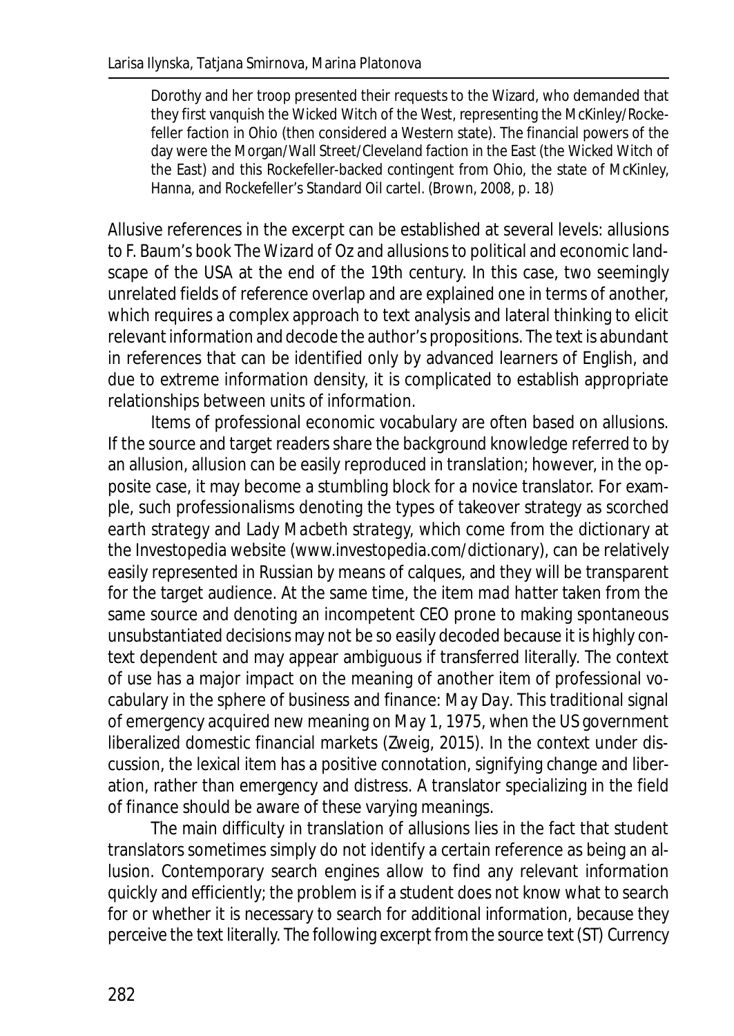> Dorothy and her troop presented their requests to the Wizard, who demanded that they first vanquish the Wicked Witch of the West, representing the McKinley/Rockefeller faction in Ohio (then considered a Western state). The financial powers of the day were the Morgan/Wall Street/Cleveland faction in the East (the Wicked Witch of the East) and this Rockefeller-backed contingent from Ohio, the state of McKinley, Hanna, and Rockefeller's Standard Oil cartel. (Brown, 2008, p. 18)

Allusive references in the excerpt can be established at several levels: allusions to F. Baum's book *The Wizard of Oz* and allusions to political and economic landscape of the USA at the end of the 19th century. In this case, two seemingly unrelated fields of reference overlap and are explained one in terms of another, which requires a complex approach to text analysis and lateral thinking to elicit relevant information and decode the author's propositions. The text is abundant in references that can be identified only by advanced learners of English, and due to extreme information density, it is complicated to establish appropriate relationships between units of information.

Items of professional economic vocabulary are often based on allusions. If the source and target readers share the background knowledge referred to by an allusion, allusion can be easily reproduced in translation; however, in the opposite case, it may become a stumbling block for a novice translator. For example, such professionalisms denoting the types of takeover strategy as *scorched earth strategy* and *Lady Macbeth strategy*, which come from the dictionary at the Investopedia website (www.investopedia.com/dictionary), can be relatively easily represented in Russian by means of calques, and they will be transparent for the target audience. At the same time, the item *mad hatter* taken from the same source and denoting an incompetent CEO prone to making spontaneous unsubstantiated decisions may not be so easily decoded because it is highly context dependent and may appear ambiguous if transferred literally. The context of use has a major impact on the meaning of another item of professional vocabulary in the sphere of business and finance: *May Day*. This traditional signal of emergency acquired new meaning on May 1, 1975, when the US government liberalized domestic financial markets (Zweig, 2015). In the context under discussion, the lexical item has a positive connotation, signifying change and liberation, rather than emergency and distress. A translator specializing in the field of finance should be aware of these varying meanings.

The main difficulty in translation of allusions lies in the fact that student translators sometimes simply do not identify a certain reference as being an allusion. Contemporary search engines allow to find any relevant information quickly and efficiently; the problem is if a student does not know what to search for or whether it is necessary to search for additional information, because they perceive the text literally. The following excerpt from the source text (ST) *Currency*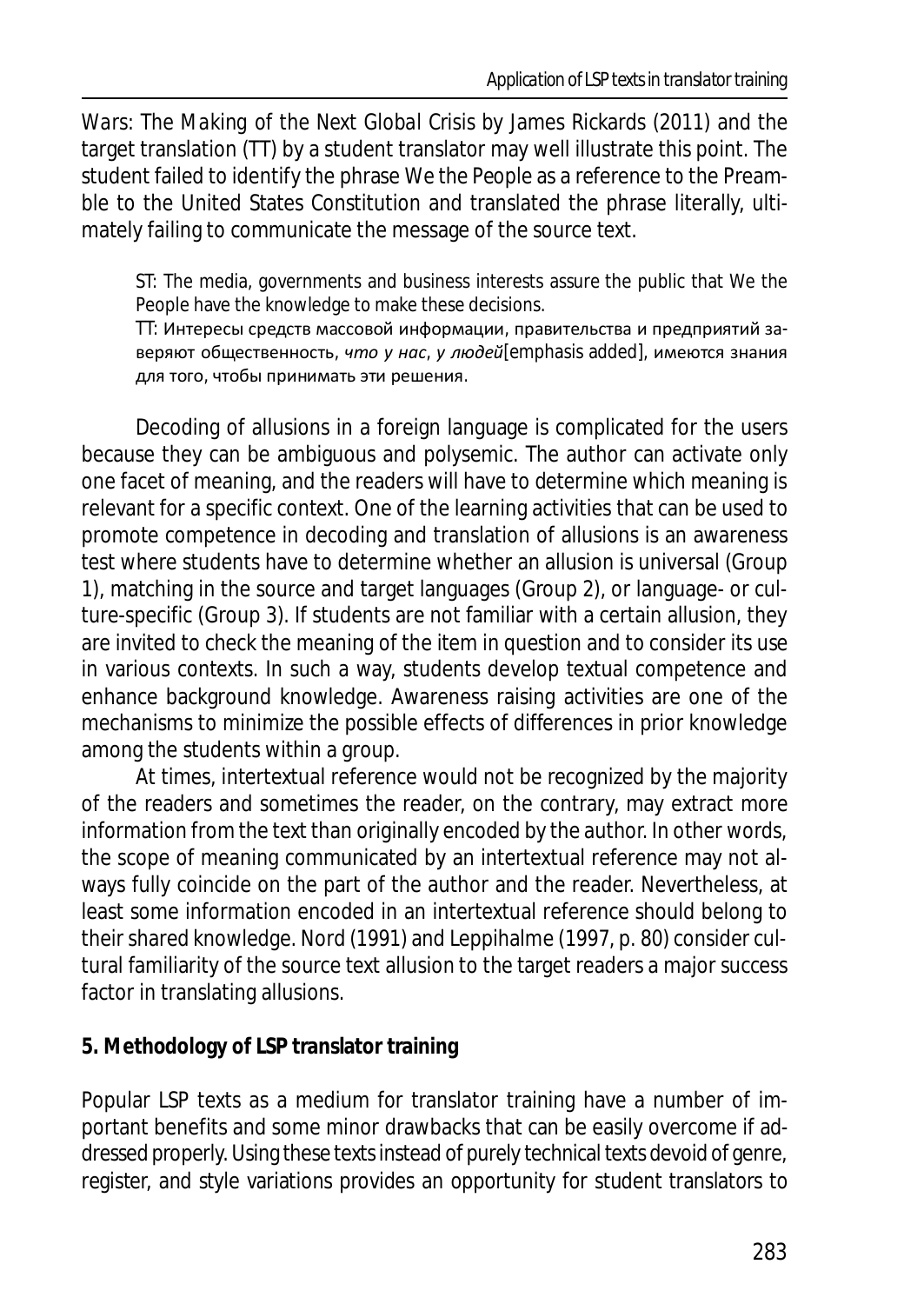*Wars: The Making of the Next Global Crisis* by James Rickards (2011) and the target translation (TT) by a student translator may well illustrate this point. The student failed to identify the phrase *We the People* as a reference to the Preamble to the United States Constitution and translated the phrase literally, ultimately failing to communicate the message of the source text.

> ST: The media, governments and business interests assure the public that *We the People* have the knowledge to make these decisions.
> TT: Интересы средств массовой информации, правительства и предприятий заверяют общественность, *что у нас*, *у людей*[emphasis added], имеются знания для того, чтобы принимать эти решения.

Decoding of allusions in a foreign language is complicated for the users because they can be ambiguous and polysemic. The author can activate only one facet of meaning, and the readers will have to determine which meaning is relevant for a specific context. One of the learning activities that can be used to promote competence in decoding and translation of allusions is an awareness test where students have to determine whether an allusion is universal (Group 1), matching in the source and target languages (Group 2), or language- or culture-specific (Group 3). If students are not familiar with a certain allusion, they are invited to check the meaning of the item in question and to consider its use in various contexts. In such a way, students develop textual competence and enhance background knowledge. Awareness raising activities are one of the mechanisms to minimize the possible effects of differences in prior knowledge among the students within a group.

At times, intertextual reference would not be recognized by the majority of the readers and sometimes the reader, on the contrary, may extract more information from the text than originally encoded by the author. In other words, the scope of meaning communicated by an intertextual reference may not always fully coincide on the part of the author and the reader. Nevertheless, at least some information encoded in an intertextual reference should belong to their shared knowledge. Nord (1991) and Leppihalme (1997, p. 80) consider cultural familiarity of the source text allusion to the target readers a major success factor in translating allusions.

## 5. Methodology of LSP translator training

Popular LSP texts as a medium for translator training have a number of important benefits and some minor drawbacks that can be easily overcome if addressed properly. Using these texts instead of purely technical texts devoid of genre, register, and style variations provides an opportunity for student translators to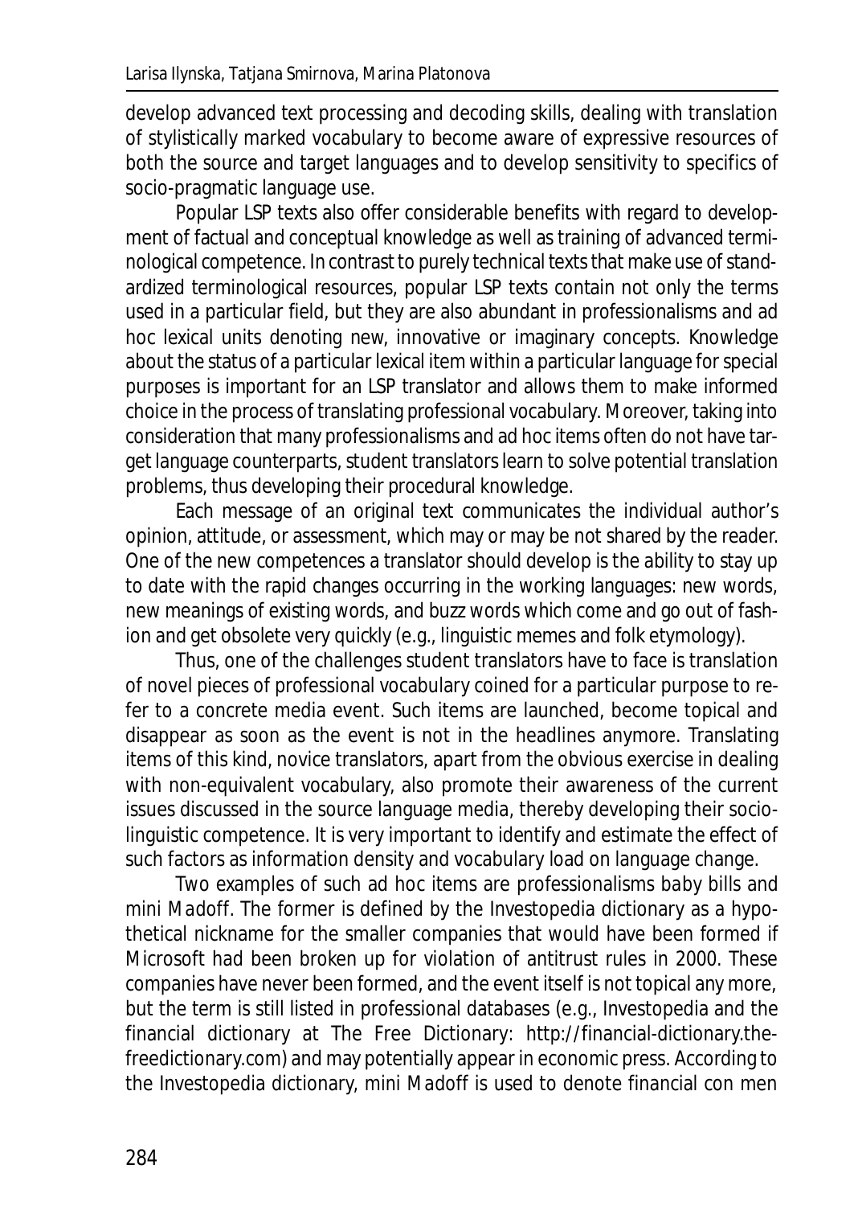develop advanced text processing and decoding skills, dealing with translation of stylistically marked vocabulary to become aware of expressive resources of both the source and target languages and to develop sensitivity to specifics of socio-pragmatic language use.

Popular LSP texts also offer considerable benefits with regard to development of factual and conceptual knowledge as well as training of advanced terminological competence. In contrast to purely technical texts that make use of standardized terminological resources, popular LSP texts contain not only the terms used in a particular field, but they are also abundant in professionalisms and ad hoc lexical units denoting new, innovative or imaginary concepts. Knowledge about the status of a particular lexical item within a particular language for special purposes is important for an LSP translator and allows them to make informed choice in the process of translating professional vocabulary. Moreover, taking into consideration that many professionalisms and ad hoc items often do not have target language counterparts, student translators learn to solve potential translation problems, thus developing their procedural knowledge.

Each message of an original text communicates the individual author's opinion, attitude, or assessment, which may or may be not shared by the reader. One of the new competences a translator should develop is the ability to stay up to date with the rapid changes occurring in the working languages: new words, new meanings of existing words, and buzz words which come and go out of fashion and get obsolete very quickly (e.g., linguistic memes and folk etymology).

Thus, one of the challenges student translators have to face is translation of novel pieces of professional vocabulary coined for a particular purpose to refer to a concrete media event. Such items are launched, become topical and disappear as soon as the event is not in the headlines anymore. Translating items of this kind, novice translators, apart from the obvious exercise in dealing with non-equivalent vocabulary, also promote their awareness of the current issues discussed in the source language media, thereby developing their sociolinguistic competence. It is very important to identify and estimate the effect of such factors as information density and vocabulary load on language change.

Two examples of such ad hoc items are professionalisms *baby bills* and *mini Madoff*. The former is defined by the Investopedia dictionary as a hypothetical nickname for the smaller companies that would have been formed if Microsoft had been broken up for violation of antitrust rules in 2000. These companies have never been formed, and the event itself is not topical any more, but the term is still listed in professional databases (e.g., Investopedia and the financial dictionary at The Free Dictionary: http://financial-dictionary.thefreedictionary.com) and may potentially appear in economic press. According to the Investopedia dictionary, *mini Madoff* is used to denote financial con men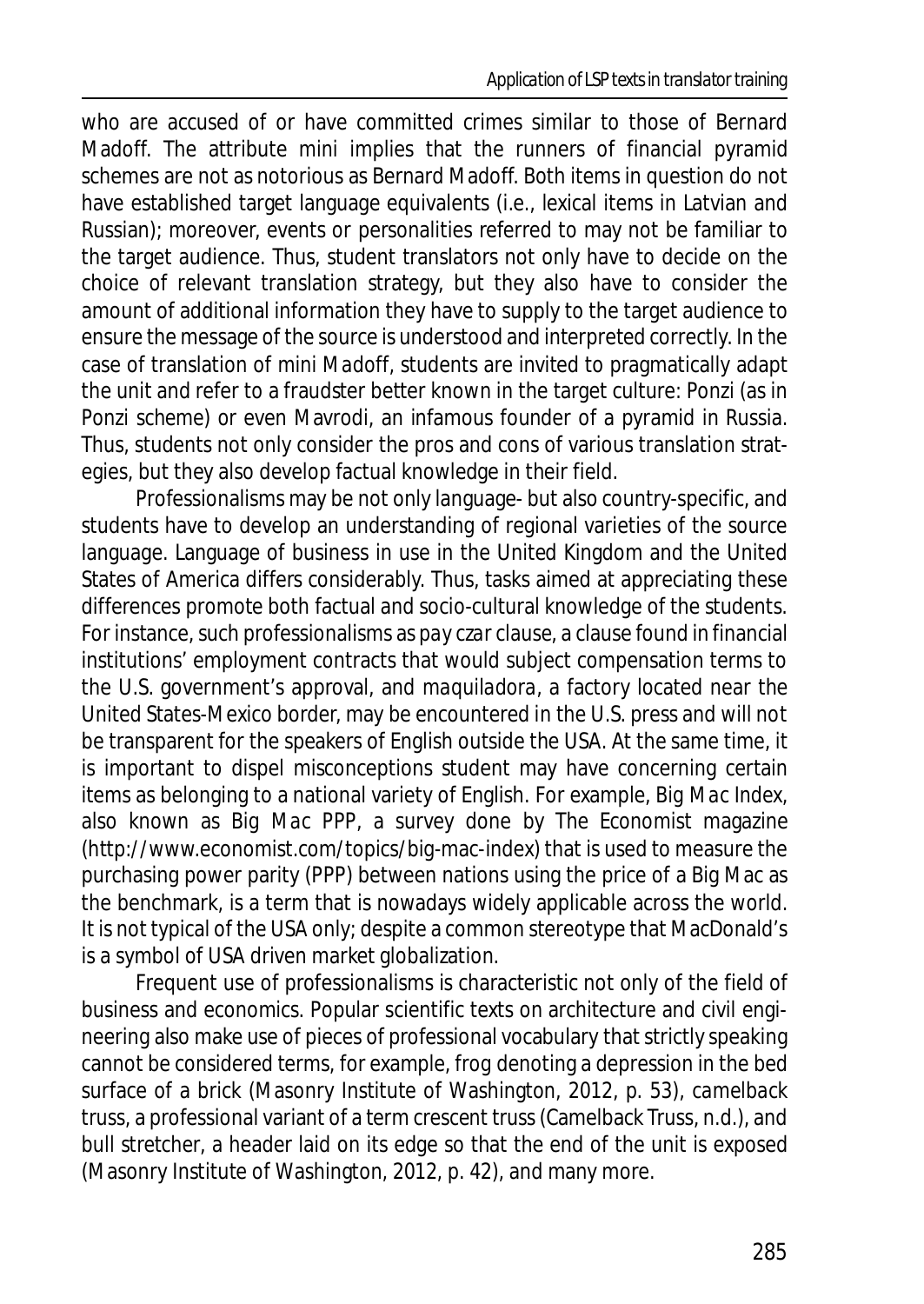who are accused of or have committed crimes similar to those of Bernard Madoff. The attribute mini implies that the runners of financial pyramid schemes are not as notorious as Bernard Madoff. Both items in question do not have established target language equivalents (i.e., lexical items in Latvian and Russian); moreover, events or personalities referred to may not be familiar to the target audience. Thus, student translators not only have to decide on the choice of relevant translation strategy, but they also have to consider the amount of additional information they have to supply to the target audience to ensure the message of the source is understood and interpreted correctly. In the case of translation of *mini Madoff*, students are invited to pragmatically adapt the unit and refer to a fraudster better known in the target culture: Ponzi (as in Ponzi scheme) or even Mavrodi, an infamous founder of a pyramid in Russia. Thus, students not only consider the pros and cons of various translation strategies, but they also develop factual knowledge in their field.

Professionalisms may be not only language- but also country-specific, and students have to develop an understanding of regional varieties of the source language. Language of business in use in the United Kingdom and the United States of America differs considerably. Thus, tasks aimed at appreciating these differences promote both factual and socio-cultural knowledge of the students. For instance, such professionalisms as *pay czar clause*, a clause found in financial institutions' employment contracts that would subject compensation terms to the U.S. government's approval, and *maquiladora*, a factory located near the United States-Mexico border, may be encountered in the U.S. press and will not be transparent for the speakers of English outside the USA. At the same time, it is important to dispel misconceptions student may have concerning certain items as belonging to a national variety of English. For example, *Big Mac Index*, also known as *Big Mac PPP*, a survey done by The Economist magazine (http://www.economist.com/topics/big-mac-index) that is used to measure the purchasing power parity (PPP) between nations using the price of a Big Mac as the benchmark, is a term that is nowadays widely applicable across the world. It is not typical of the USA only; despite a common stereotype that MacDonald's is a symbol of USA driven market globalization.

Frequent use of professionalisms is characteristic not only of the field of business and economics. Popular scientific texts on architecture and civil engineering also make use of pieces of professional vocabulary that strictly speaking cannot be considered terms, for example, *frog* denoting a depression in the bed surface of a brick (Masonry Institute of Washington, 2012, p. 53), *camelback truss*, a professional variant of a term crescent truss (Camelback Truss, n.d.), and *bull stretcher*, a header laid on its edge so that the end of the unit is exposed (Masonry Institute of Washington, 2012, p. 42), and many more.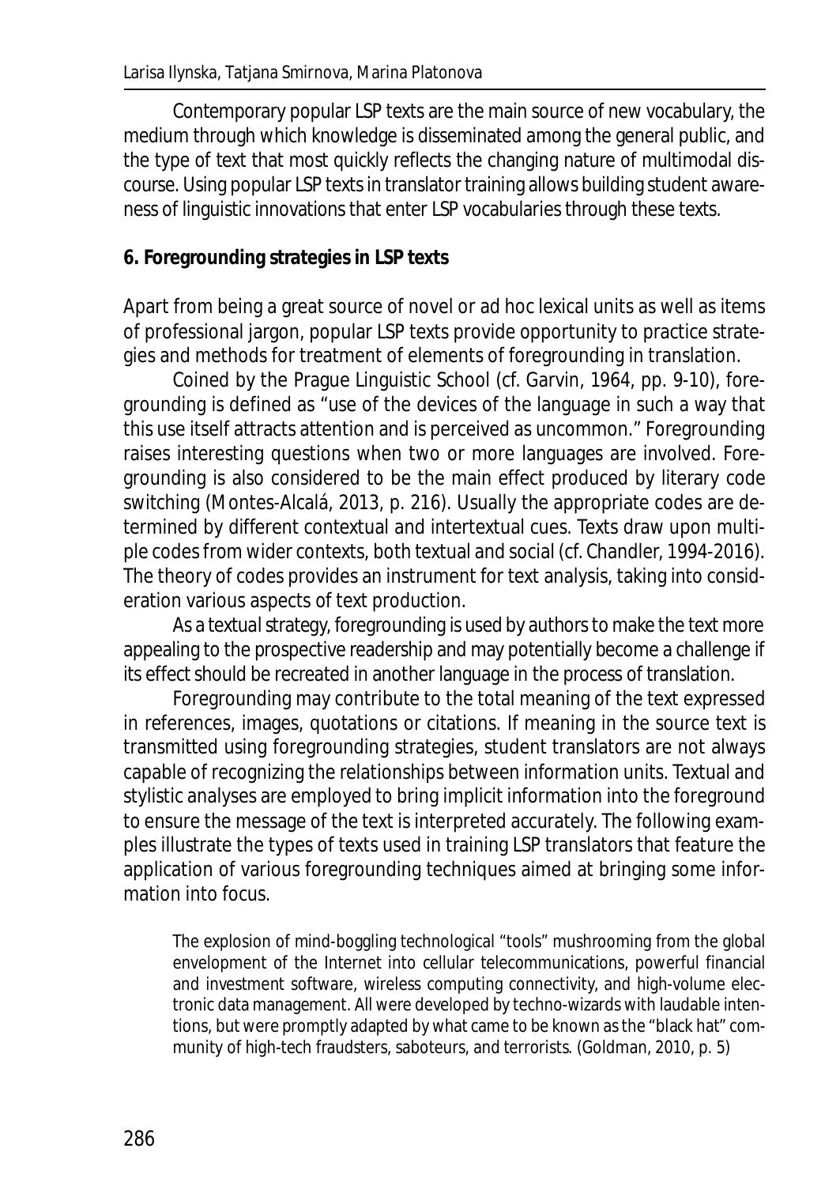Contemporary popular LSP texts are the main source of new vocabulary, the medium through which knowledge is disseminated among the general public, and the type of text that most quickly reflects the changing nature of multimodal discourse. Using popular LSP texts in translator training allows building student awareness of linguistic innovations that enter LSP vocabularies through these texts.

## 6. Foregrounding strategies in LSP texts

Apart from being a great source of novel or ad hoc lexical units as well as items of professional jargon, popular LSP texts provide opportunity to practice strategies and methods for treatment of elements of foregrounding in translation.

Coined by the Prague Linguistic School (cf. Garvin, 1964, pp. 9-10), foregrounding is defined as "use of the devices of the language in such a way that this use itself attracts attention and is perceived as uncommon." Foregrounding raises interesting questions when two or more languages are involved. Foregrounding is also considered to be the main effect produced by literary code switching (Montes-Alcalá, 2013, p. 216). Usually the appropriate codes are determined by different contextual and intertextual cues. Texts draw upon multiple codes from wider contexts, both textual and social (cf. Chandler, 1994-2016). The theory of codes provides an instrument for text analysis, taking into consideration various aspects of text production.

As a textual strategy, foregrounding is used by authors to make the text more appealing to the prospective readership and may potentially become a challenge if its effect should be recreated in another language in the process of translation.

Foregrounding may contribute to the total meaning of the text expressed in references, images, quotations or citations. If meaning in the source text is transmitted using foregrounding strategies, student translators are not always capable of recognizing the relationships between information units. Textual and stylistic analyses are employed to bring implicit information into the foreground to ensure the message of the text is interpreted accurately. The following examples illustrate the types of texts used in training LSP translators that feature the application of various foregrounding techniques aimed at bringing some information into focus.

> The explosion of mind-boggling technological "tools" mushrooming from the global envelopment of the Internet into cellular telecommunications, powerful financial and investment software, wireless computing connectivity, and high-volume electronic data management. All were developed by techno-wizards with laudable intentions, but were promptly adapted by what came to be known as the "black hat" community of high-tech fraudsters, saboteurs, and terrorists. (Goldman, 2010, p. 5)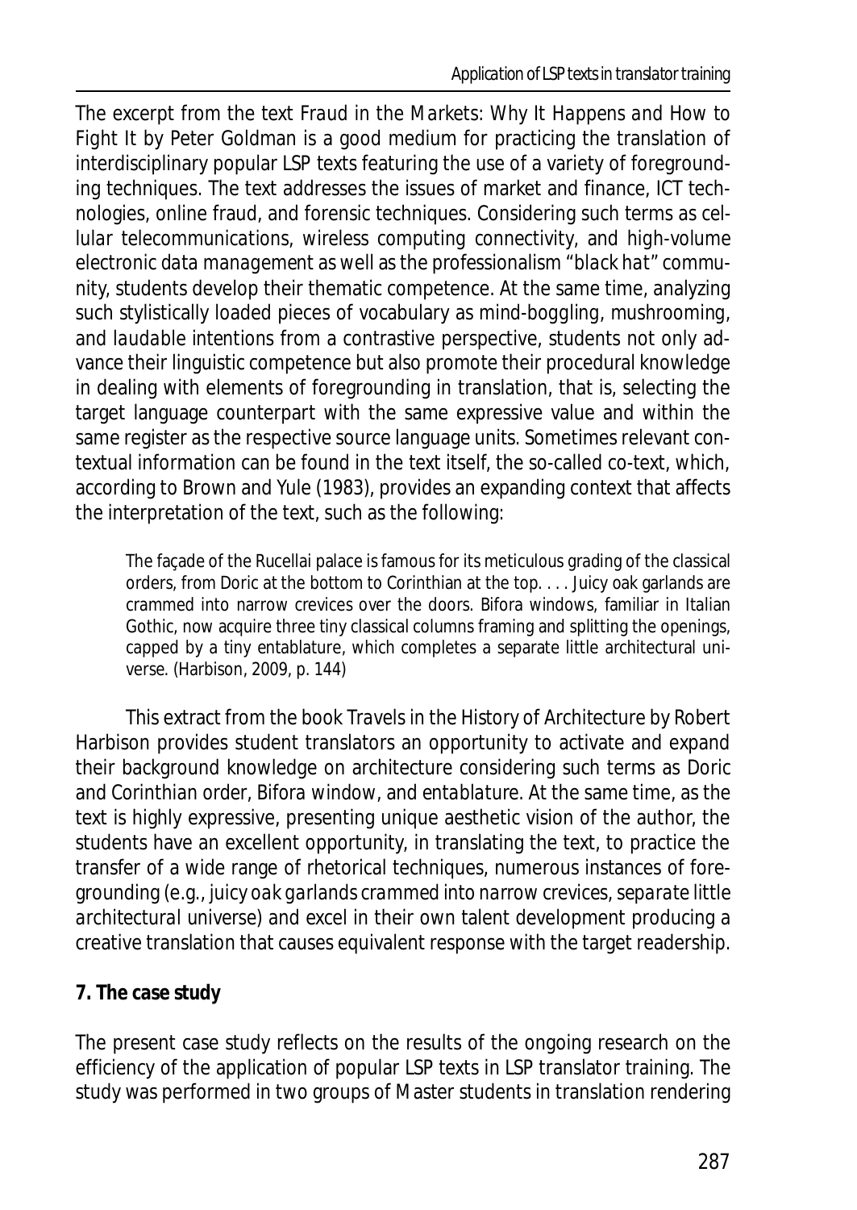The excerpt from the text *Fraud in the Markets: Why It Happens and How to Fight It* by Peter Goldman is a good medium for practicing the translation of interdisciplinary popular LSP texts featuring the use of a variety of foregrounding techniques. The text addresses the issues of market and finance, ICT technologies, online fraud, and forensic techniques. Considering such terms as *cellular telecommunications, wireless computing connectivity*, and *high-volume electronic data management* as well as the professionalism *"black hat" community*, students develop their thematic competence. At the same time, analyzing such stylistically loaded pieces of vocabulary as *mind-boggling, mushrooming*, and *laudable intentions* from a contrastive perspective, students not only advance their linguistic competence but also promote their procedural knowledge in dealing with elements of foregrounding in translation, that is, selecting the target language counterpart with the same expressive value and within the same register as the respective source language units. Sometimes relevant contextual information can be found in the text itself, the so-called co-text, which, according to Brown and Yule (1983), provides an expanding context that affects the interpretation of the text, such as the following:

> The façade of the Rucellai palace is famous for its meticulous grading of the classical orders, from Doric at the bottom to Corinthian at the top. . . . Juicy oak garlands are crammed into narrow crevices over the doors. Bifora windows, familiar in Italian Gothic, now acquire three tiny classical columns framing and splitting the openings, capped by a tiny entablature, which completes a separate little architectural universe. (Harbison, 2009, p. 144)

This extract from the book *Travels in the History of Architecture* by Robert Harbison provides student translators an opportunity to activate and expand their background knowledge on architecture considering such terms as *Doric* and *Corinthian order, Bifora window*, and *entablature*. At the same time, as the text is highly expressive, presenting unique aesthetic vision of the author, the students have an excellent opportunity, in translating the text, to practice the transfer of a wide range of rhetorical techniques, numerous instances of foregrounding (e.g., *juicy oak garlands crammed into narrow crevices, separate little architectural universe*) and excel in their own talent development producing a creative translation that causes equivalent response with the target readership.

## 7. The case study

The present case study reflects on the results of the ongoing research on the efficiency of the application of popular LSP texts in LSP translator training. The study was performed in two groups of Master students in translation rendering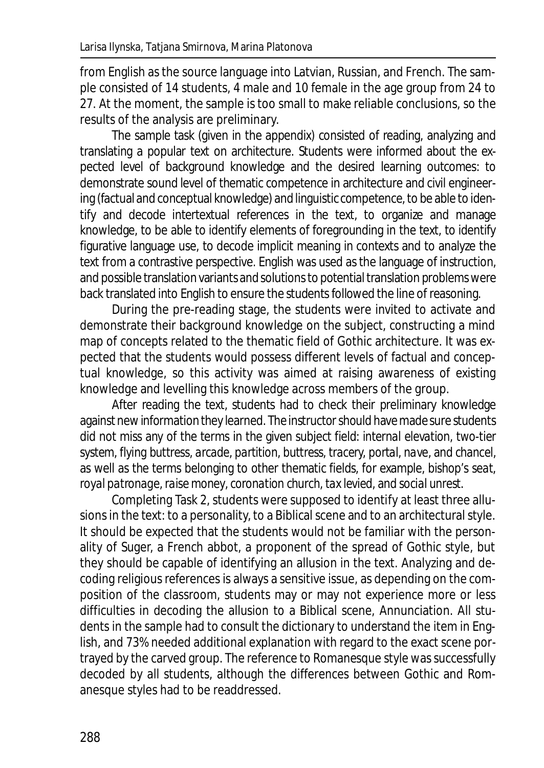from English as the source language into Latvian, Russian, and French. The sample consisted of 14 students, 4 male and 10 female in the age group from 24 to 27. At the moment, the sample is too small to make reliable conclusions, so the results of the analysis are preliminary.

The sample task (given in the appendix) consisted of reading, analyzing and translating a popular text on architecture. Students were informed about the expected level of background knowledge and the desired learning outcomes: to demonstrate sound level of thematic competence in architecture and civil engineering (factual and conceptual knowledge) and linguistic competence, to be able to identify and decode intertextual references in the text, to organize and manage knowledge, to be able to identify elements of foregrounding in the text, to identify figurative language use, to decode implicit meaning in contexts and to analyze the text from a contrastive perspective. English was used as the language of instruction, and possible translation variants and solutions to potential translation problems were back translated into English to ensure the students followed the line of reasoning.

During the pre-reading stage, the students were invited to activate and demonstrate their background knowledge on the subject, constructing a mind map of concepts related to the thematic field of Gothic architecture. It was expected that the students would possess different levels of factual and conceptual knowledge, so this activity was aimed at raising awareness of existing knowledge and levelling this knowledge across members of the group.

After reading the text, students had to check their preliminary knowledge against new information they learned. The instructor should have made sure students did not miss any of the terms in the given subject field: *internal elevation, two-tier system, flying buttress, arcade, partition, buttress, tracery, portal, nave,* and *chancel*, as well as the terms belonging to other thematic fields, for example, *bishop's seat, royal patronage, raise money, coronation church, tax levied,* and *social unrest*.

Completing Task 2, students were supposed to identify at least three allusions in the text: to a personality, to a Biblical scene and to an architectural style. It should be expected that the students would not be familiar with the personality of Suger, a French abbot, a proponent of the spread of Gothic style, but they should be capable of identifying an allusion in the text. Analyzing and decoding religious references is always a sensitive issue, as depending on the composition of the classroom, students may or may not experience more or less difficulties in decoding the allusion to a Biblical scene, Annunciation. All students in the sample had to consult the dictionary to understand the item in English, and 73% needed additional explanation with regard to the exact scene portrayed by the carved group. The reference to Romanesque style was successfully decoded by all students, although the differences between Gothic and Romanesque styles had to be readdressed.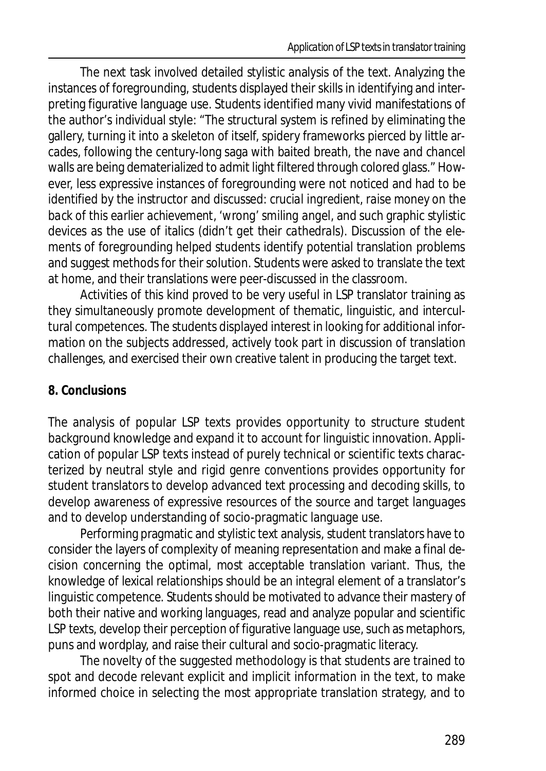The next task involved detailed stylistic analysis of the text. Analyzing the instances of foregrounding, students displayed their skills in identifying and interpreting figurative language use. Students identified many vivid manifestations of the author's individual style: "The structural system is refined by eliminating the gallery, turning it into a skeleton of itself, spidery frameworks pierced by little arcades, following the century-long saga with baited breath, the nave and chancel walls are being dematerialized to admit light filtered through colored glass." However, less expressive instances of foregrounding were not noticed and had to be identified by the instructor and discussed: *crucial ingredient, raise money on the back of this earlier achievement, 'wrong' smiling angel*, and such graphic stylistic devices as the use of italics (*didn't get their cathedrals*). Discussion of the elements of foregrounding helped students identify potential translation problems and suggest methods for their solution. Students were asked to translate the text at home, and their translations were peer-discussed in the classroom.

Activities of this kind proved to be very useful in LSP translator training as they simultaneously promote development of thematic, linguistic, and intercultural competences. The students displayed interest in looking for additional information on the subjects addressed, actively took part in discussion of translation challenges, and exercised their own creative talent in producing the target text.

## 8. Conclusions

The analysis of popular LSP texts provides opportunity to structure student background knowledge and expand it to account for linguistic innovation. Application of popular LSP texts instead of purely technical or scientific texts characterized by neutral style and rigid genre conventions provides opportunity for student translators to develop advanced text processing and decoding skills, to develop awareness of expressive resources of the source and target languages and to develop understanding of socio-pragmatic language use.

Performing pragmatic and stylistic text analysis, student translators have to consider the layers of complexity of meaning representation and make a final decision concerning the optimal, most acceptable translation variant. Thus, the knowledge of lexical relationships should be an integral element of a translator's linguistic competence. Students should be motivated to advance their mastery of both their native and working languages, read and analyze popular and scientific LSP texts, develop their perception of figurative language use, such as metaphors, puns and wordplay, and raise their cultural and socio-pragmatic literacy.

The novelty of the suggested methodology is that students are trained to spot and decode relevant explicit and implicit information in the text, to make informed choice in selecting the most appropriate translation strategy, and to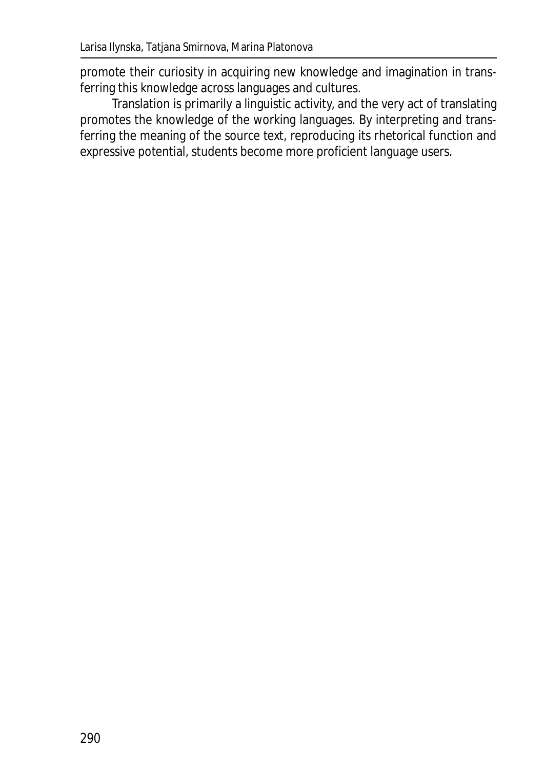promote their curiosity in acquiring new knowledge and imagination in transferring this knowledge across languages and cultures.

Translation is primarily a linguistic activity, and the very act of translating promotes the knowledge of the working languages. By interpreting and transferring the meaning of the source text, reproducing its rhetorical function and expressive potential, students become more proficient language users.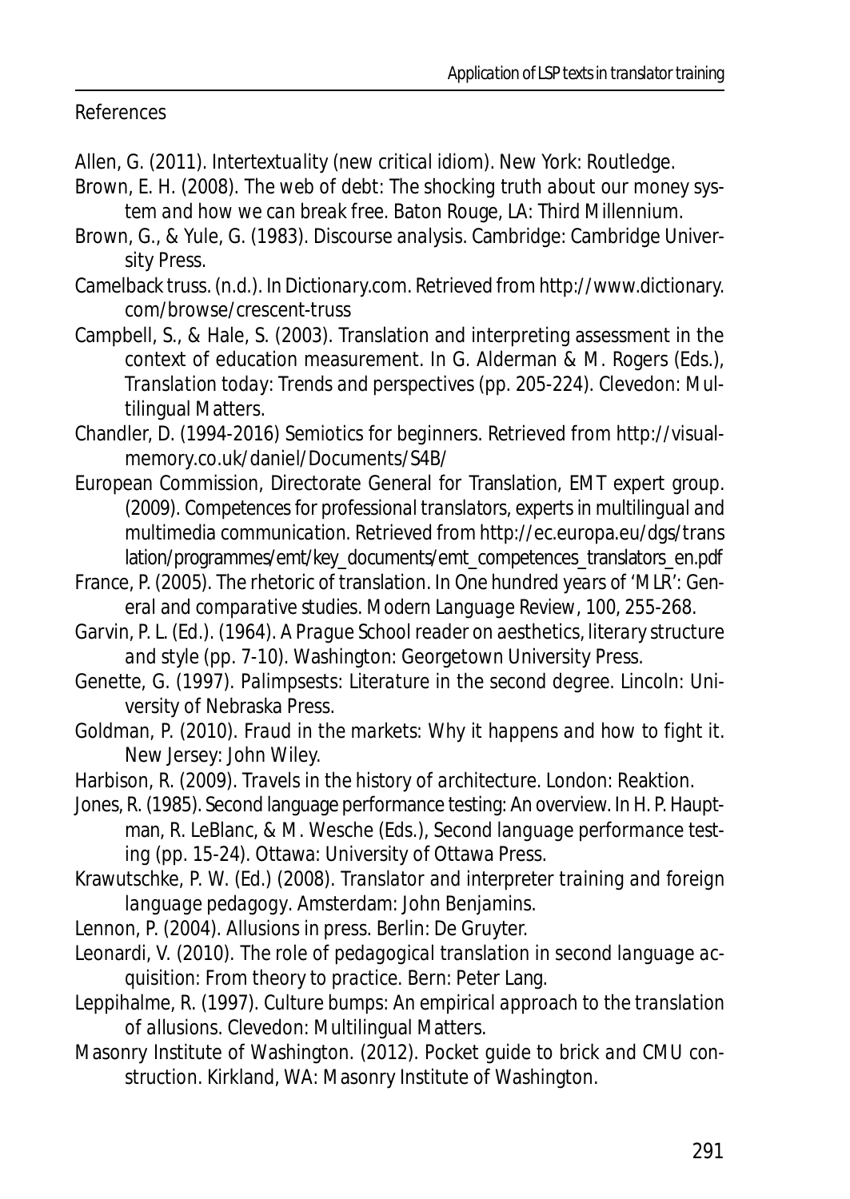## References

Allen, G. (2011). *Intertextuality (new critical idiom)*. New York: Routledge.

Brown, E. H. (2008). *The web of debt: The shocking truth about our money system and how we can break free*. Baton Rouge, LA: Third Millennium.

Brown, G., & Yule, G. (1983). *Discourse analysis*. Cambridge: Cambridge University Press.

Camelback truss. (n.d.). In *Dictionary.com*. Retrieved from http://www.dictionary.com/browse/crescent-truss

Campbell, S., & Hale, S. (2003). Translation and interpreting assessment in the context of education measurement. In G. Alderman & M. Rogers (Eds.), *Translation today: Trends and perspectives* (pp. 205-224). Clevedon: Multilingual Matters.

Chandler, D. (1994-2016) Semiotics for beginners. Retrieved from http://visual-memory.co.uk/daniel/Documents/S4B/

European Commission, Directorate General for Translation, EMT expert group. (2009). *Competences for professional translators, experts in multilingual and multimedia communication*. Retrieved from http://ec.europa.eu/dgs/translation/programmes/emt/key_documents/emt_competences_translators_en.pdf

France, P. (2005). The rhetoric of translation. In *One hundred years of 'MLR': General and comparative studies*. *Modern Language Review*, *100*, 255-268.

Garvin, P. L. (Ed.). (1964). *A Prague School reader on aesthetics, literary structure and style* (pp. 7-10). Washington: Georgetown University Press.

Genette, G. (1997). *Palimpsests: Literature in the second degree*. Lincoln: University of Nebraska Press.

Goldman, P. (2010). *Fraud in the markets: Why it happens and how to fight it*. New Jersey: John Wiley.

Harbison, R. (2009). *Travels in the history of architecture*. London: Reaktion.

Jones, R. (1985). Second language performance testing: An overview. In H. P. Hauptman, R. LeBlanc, & M. Wesche (Eds.), *Second language performance testing* (pp. 15-24). Ottawa: University of Ottawa Press.

Krawutschke, P. W. (Ed.) (2008). *Translator and interpreter training and foreign language pedagogy*. Amsterdam: John Benjamins.

Lennon, P. (2004). *Allusions in press*. Berlin: De Gruyter.

Leonardi, V. (2010). *The role of pedagogical translation in second language acquisition: From theory to practice*. Bern: Peter Lang.

Leppihalme, R. (1997). *Culture bumps: An empirical approach to the translation of allusions*. Clevedon: Multilingual Matters.

Masonry Institute of Washington. (2012). *Pocket guide to brick and CMU construction*. Kirkland, WA: Masonry Institute of Washington.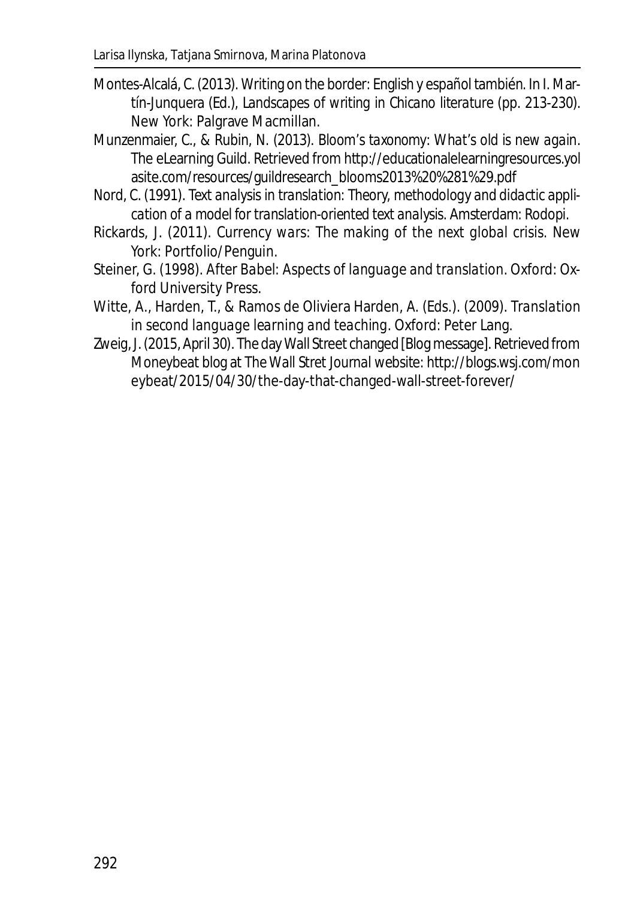Montes-Alcalá, C. (2013). Writing on the border: English y español también. In I. Martín-Junquera (Ed.), *Landscapes of writing in Chicano literature* (pp. 213-230). New York: Palgrave Macmillan.

Munzenmaier, C., & Rubin, N. (2013). *Bloom's taxonomy: What's old is new again*. The eLearning Guild. Retrieved from http://educationalelearningresources.yolasite.com/resources/guildresearch_blooms2013%20%281%29.pdf

Nord, C. (1991). *Text analysis in translation: Theory, methodology and didactic application of a model for translation-oriented text analysis*. Amsterdam: Rodopi.

Rickards, J. (2011). *Currency wars: The making of the next global crisis*. New York: Portfolio/Penguin.

Steiner, G. (1998). *After Babel: Aspects of language and translation*. Oxford: Oxford University Press.

Witte, A., Harden, T., & Ramos de Oliviera Harden, A. (Eds.). (2009). *Translation in second language learning and teaching*. Oxford: Peter Lang.

Zweig, J. (2015, April 30). The day Wall Street changed [Blog message]. Retrieved from Moneybeat blog at *The Wall Stret Journal* website: http://blogs.wsj.com/moneybeat/2015/04/30/the-day-that-changed-wall-street-forever/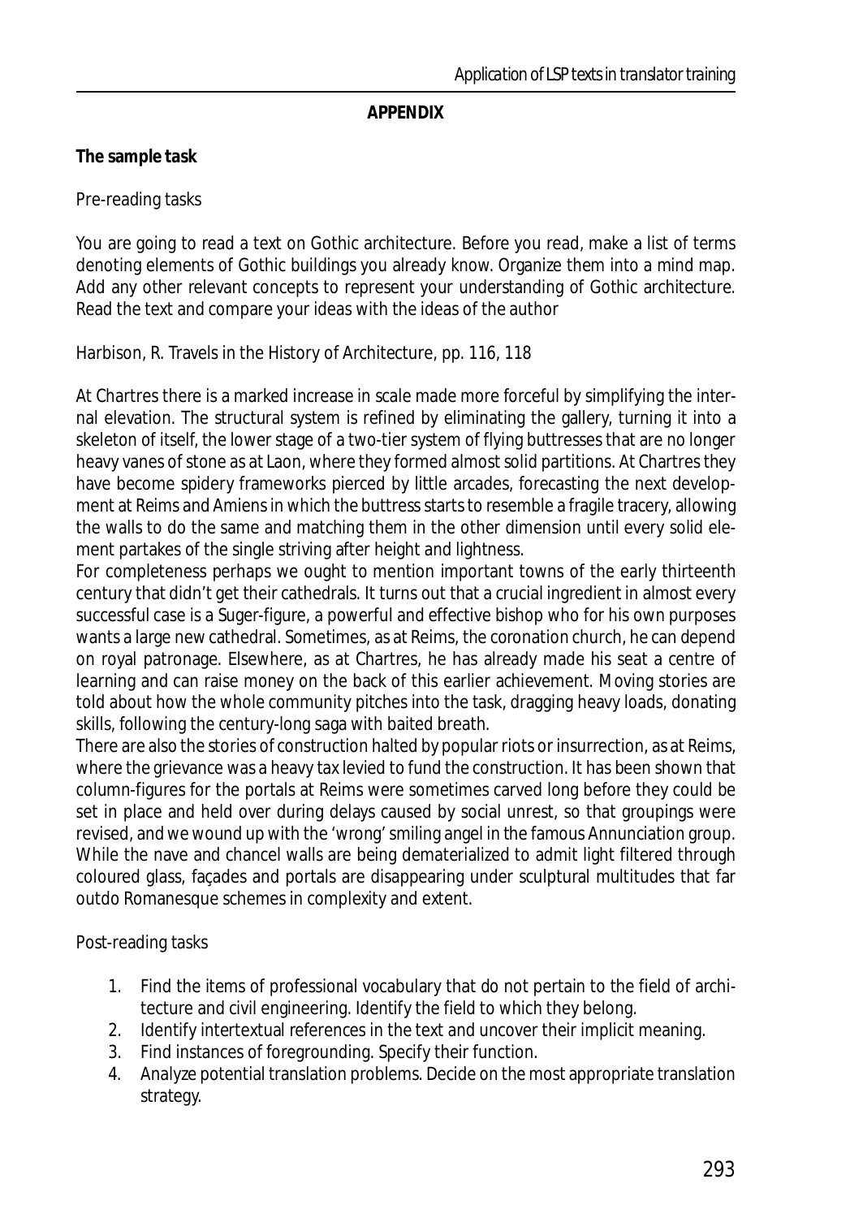## APPENDIX

**The sample task**

Pre-reading tasks

You are going to read a text on Gothic architecture. Before you read, make a list of terms denoting elements of Gothic buildings you already know. Organize them into a mind map. Add any other relevant concepts to represent your understanding of Gothic architecture. Read the text and compare your ideas with the ideas of the author

Harbison, R. Travels in the History of Architecture, pp. 116, 118

At Chartres there is a marked increase in scale made more forceful by simplifying the internal elevation. The structural system is refined by eliminating the gallery, turning it into a skeleton of itself, the lower stage of a two-tier system of flying buttresses that are no longer heavy vanes of stone as at Laon, where they formed almost solid partitions. At Chartres they have become spidery frameworks pierced by little arcades, forecasting the next development at Reims and Amiens in which the buttress starts to resemble a fragile tracery, allowing the walls to do the same and matching them in the other dimension until every solid element partakes of the single striving after height and lightness.

For completeness perhaps we ought to mention important towns of the early thirteenth century that didn't get their cathedrals. It turns out that a crucial ingredient in almost every successful case is a Suger-figure, a powerful and effective bishop who for his own purposes wants a large new cathedral. Sometimes, as at Reims, the coronation church, he can depend on royal patronage. Elsewhere, as at Chartres, he has already made his seat a centre of learning and can raise money on the back of this earlier achievement. Moving stories are told about how the whole community pitches into the task, dragging heavy loads, donating skills, following the century-long saga with baited breath.

There are also the stories of construction halted by popular riots or insurrection, as at Reims, where the grievance was a heavy tax levied to fund the construction. It has been shown that column-figures for the portals at Reims were sometimes carved long before they could be set in place and held over during delays caused by social unrest, so that groupings were revised, and we wound up with the 'wrong' smiling angel in the famous Annunciation group. While the nave and chancel walls are being dematerialized to admit light filtered through coloured glass, façades and portals are disappearing under sculptural multitudes that far outdo Romanesque schemes in complexity and extent.

Post-reading tasks

1. Find the items of professional vocabulary that do not pertain to the field of architecture and civil engineering. Identify the field to which they belong.
2. Identify intertextual references in the text and uncover their implicit meaning.
3. Find instances of foregrounding. Specify their function.
4. Analyze potential translation problems. Decide on the most appropriate translation strategy.